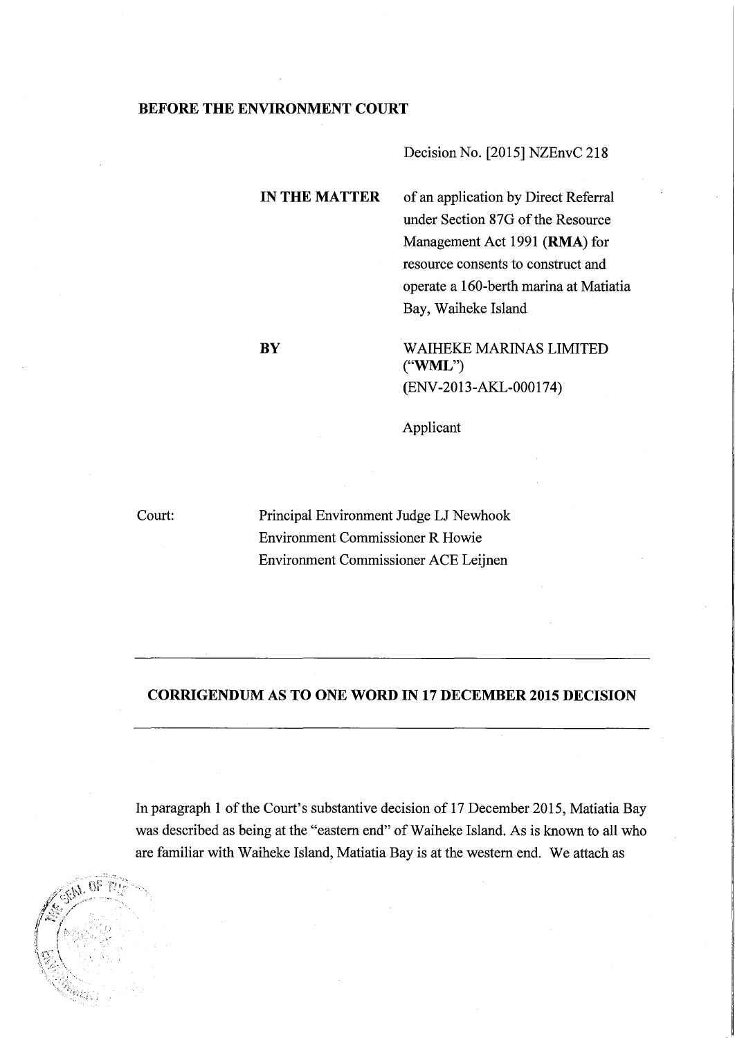**BEFORE THE ENVIRONMENT COURT**

Decision No. [2015] NZEnvC 218

| | |
|---|---|
| **IN THE MATTER** | of an application by Direct Referral under Section 87G of the Resource Management Act 1991 (**RMA**) for resource consents to construct and operate a 160-berth marina at Matiatia Bay, Waiheke Island |
| **BY** | WAIHEKE MARINAS LIMITED ("**WML**") (ENV-2013-AKL-000174) |
| | Applicant |

Court: Principal Environment Judge LJ Newhook
Environment Commissioner R Howie
Environment Commissioner ACE Leijnen

---

## CORRIGENDUM AS TO ONE WORD IN 17 DECEMBER 2015 DECISION

---

In paragraph 1 of the Court's substantive decision of 17 December 2015, Matiatia Bay was described as being at the "eastern end" of Waiheke Island. As is known to all who are familiar with Waiheke Island, Matiatia Bay is at the western end. We attach as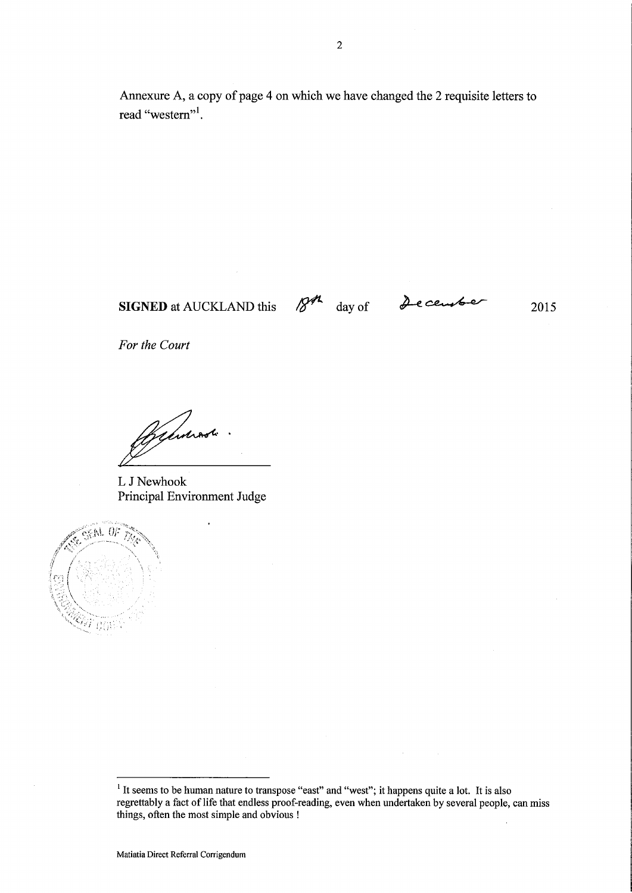Annexure A, a copy of page 4 on which we have changed the 2 requisite letters to read "western"[1].

**SIGNED** at AUCKLAND this 18th day of December 2015

*For the Court*

L J Newhook
Principal Environment Judge

---

[1] It seems to be human nature to transpose "east" and "west"; it happens quite a lot. It is also regrettably a fact of life that endless proof-reading, even when undertaken by several people, can miss things, often the most simple and obvious !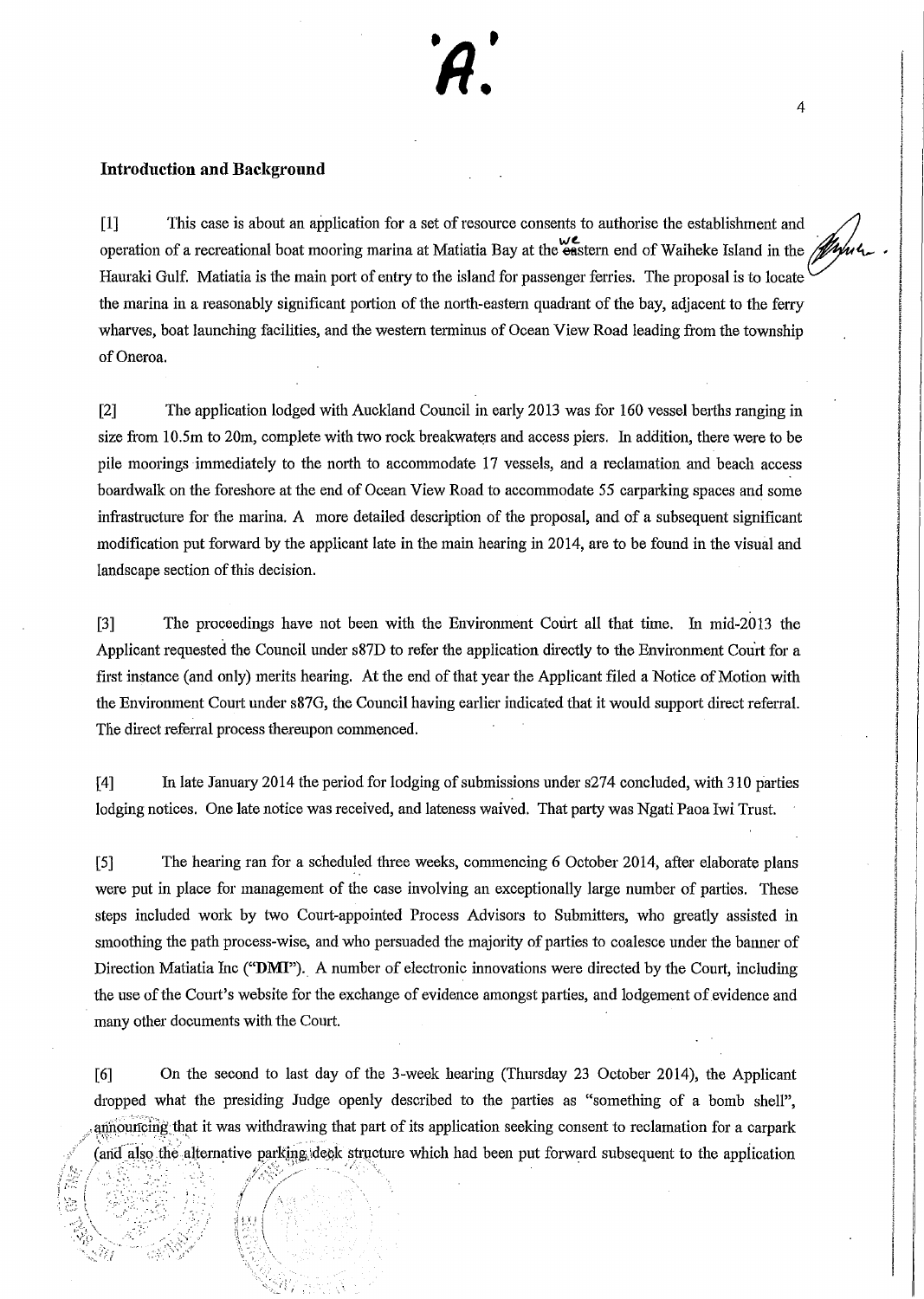## Introduction and Background

[1] This case is about an application for a set of resource consents to authorise the establishment and operation of a recreational boat mooring marina at Matiatia Bay at the western end of Waiheke Island in the Hauraki Gulf. Matiatia is the main port of entry to the island for passenger ferries. The proposal is to locate the marina in a reasonably significant portion of the north-eastern quadrant of the bay, adjacent to the ferry wharves, boat launching facilities, and the western terminus of Ocean View Road leading from the township of Oneroa.

[2] The application lodged with Auckland Council in early 2013 was for 160 vessel berths ranging in size from 10.5m to 20m, complete with two rock breakwaters and access piers. In addition, there were to be pile moorings immediately to the north to accommodate 17 vessels, and a reclamation and beach access boardwalk on the foreshore at the end of Ocean View Road to accommodate 55 carparking spaces and some infrastructure for the marina. A more detailed description of the proposal, and of a subsequent significant modification put forward by the applicant late in the main hearing in 2014, are to be found in the visual and landscape section of this decision.

[3] The proceedings have not been with the Environment Court all that time. In mid-2013 the Applicant requested the Council under s87D to refer the application directly to the Environment Court for a first instance (and only) merits hearing. At the end of that year the Applicant filed a Notice of Motion with the Environment Court under s87G, the Council having earlier indicated that it would support direct referral. The direct referral process thereupon commenced.

[4] In late January 2014 the period for lodging of submissions under s274 concluded, with 310 parties lodging notices. One late notice was received, and lateness waived. That party was Ngati Paoa Iwi Trust.

[5] The hearing ran for a scheduled three weeks, commencing 6 October 2014, after elaborate plans were put in place for management of the case involving an exceptionally large number of parties. These steps included work by two Court-appointed Process Advisors to Submitters, who greatly assisted in smoothing the path process-wise, and who persuaded the majority of parties to coalesce under the banner of Direction Matiatia Inc (**"DMI"**). A number of electronic innovations were directed by the Court, including the use of the Court's website for the exchange of evidence amongst parties, and lodgement of evidence and many other documents with the Court.

[6] On the second to last day of the 3-week hearing (Thursday 23 October 2014), the Applicant dropped what the presiding Judge openly described to the parties as "something of a bomb shell", announcing that it was withdrawing that part of its application seeking consent to reclamation for a carpark (and also the alternative parking deck structure which had been put forward subsequent to the application